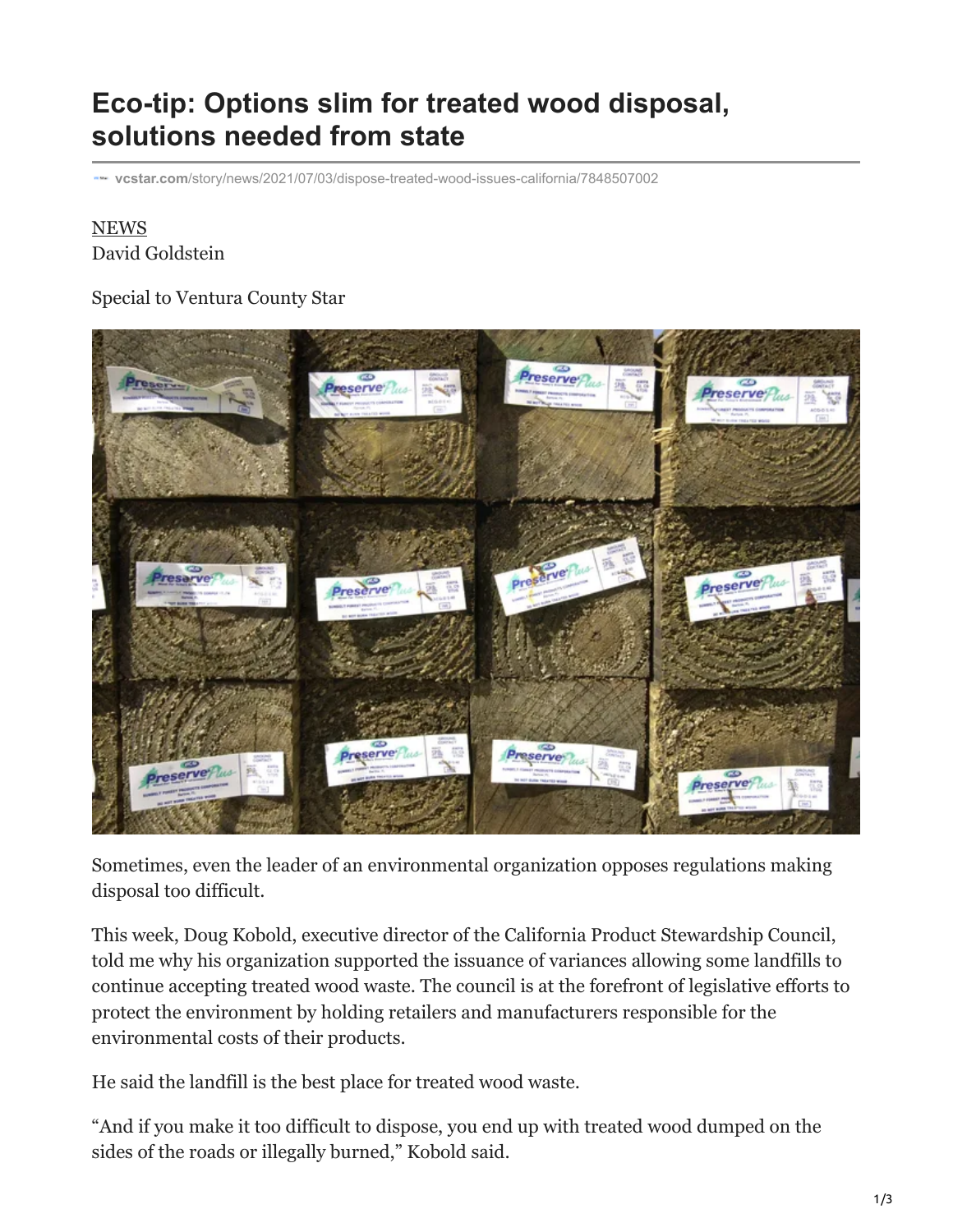# Eco-tip: Options slim for treated wood disposal, solutions needed from state

vcstar.com/story/news/2021/07/03/dispose-treated-wood-issues-california/7848507002

NEWS
David Goldstein

Special to Ventura County Star

Sometimes, even the leader of an environmental organization opposes regulations making disposal too difficult.

This week, Doug Kobold, executive director of the California Product Stewardship Council, told me why his organization supported the issuance of variances allowing some landfills to continue accepting treated wood waste. The council is at the forefront of legislative efforts to protect the environment by holding retailers and manufacturers responsible for the environmental costs of their products.

He said the landfill is the best place for treated wood waste.

"And if you make it too difficult to dispose, you end up with treated wood dumped on the sides of the roads or illegally burned," Kobold said.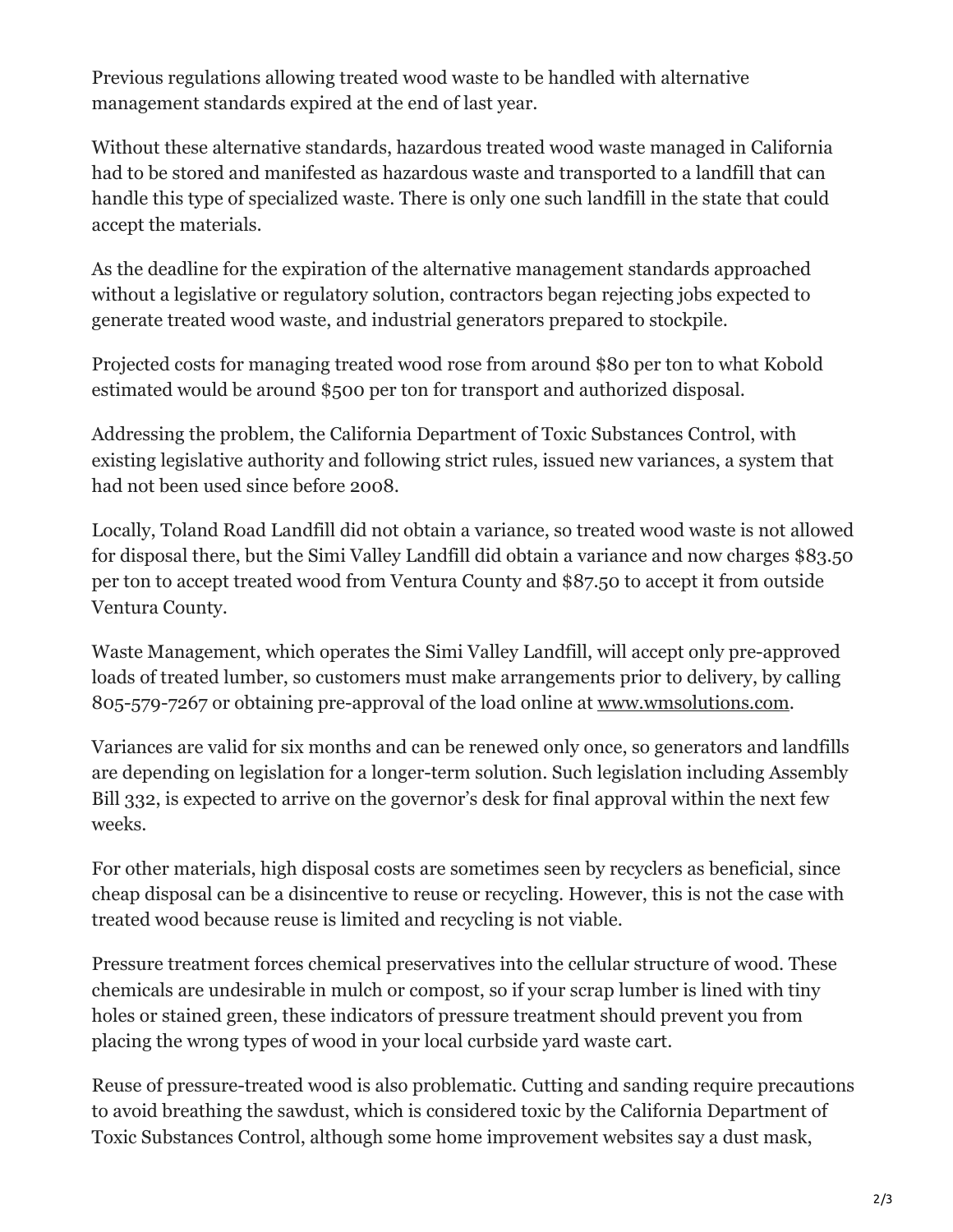Previous regulations allowing treated wood waste to be handled with alternative management standards expired at the end of last year.

Without these alternative standards, hazardous treated wood waste managed in California had to be stored and manifested as hazardous waste and transported to a landfill that can handle this type of specialized waste. There is only one such landfill in the state that could accept the materials.

As the deadline for the expiration of the alternative management standards approached without a legislative or regulatory solution, contractors began rejecting jobs expected to generate treated wood waste, and industrial generators prepared to stockpile.

Projected costs for managing treated wood rose from around $80 per ton to what Kobold estimated would be around $500 per ton for transport and authorized disposal.

Addressing the problem, the California Department of Toxic Substances Control, with existing legislative authority and following strict rules, issued new variances, a system that had not been used since before 2008.

Locally, Toland Road Landfill did not obtain a variance, so treated wood waste is not allowed for disposal there, but the Simi Valley Landfill did obtain a variance and now charges $83.50 per ton to accept treated wood from Ventura County and $87.50 to accept it from outside Ventura County.

Waste Management, which operates the Simi Valley Landfill, will accept only pre-approved loads of treated lumber, so customers must make arrangements prior to delivery, by calling 805-579-7267 or obtaining pre-approval of the load online at www.wmsolutions.com.

Variances are valid for six months and can be renewed only once, so generators and landfills are depending on legislation for a longer-term solution. Such legislation including Assembly Bill 332, is expected to arrive on the governor's desk for final approval within the next few weeks.

For other materials, high disposal costs are sometimes seen by recyclers as beneficial, since cheap disposal can be a disincentive to reuse or recycling. However, this is not the case with treated wood because reuse is limited and recycling is not viable.

Pressure treatment forces chemical preservatives into the cellular structure of wood. These chemicals are undesirable in mulch or compost, so if your scrap lumber is lined with tiny holes or stained green, these indicators of pressure treatment should prevent you from placing the wrong types of wood in your local curbside yard waste cart.

Reuse of pressure-treated wood is also problematic. Cutting and sanding require precautions to avoid breathing the sawdust, which is considered toxic by the California Department of Toxic Substances Control, although some home improvement websites say a dust mask,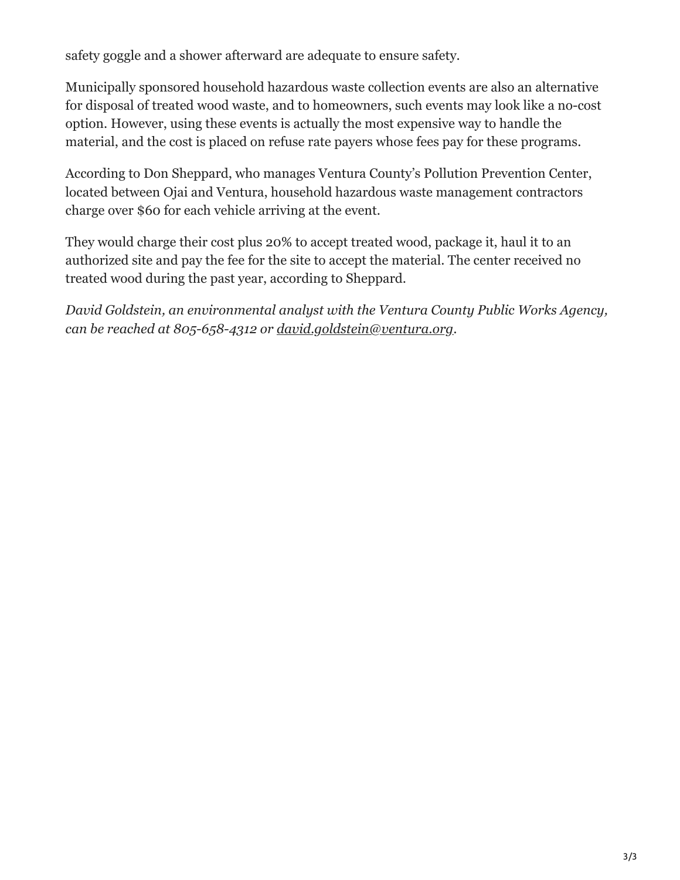safety goggle and a shower afterward are adequate to ensure safety.

Municipally sponsored household hazardous waste collection events are also an alternative for disposal of treated wood waste, and to homeowners, such events may look like a no-cost option. However, using these events is actually the most expensive way to handle the material, and the cost is placed on refuse rate payers whose fees pay for these programs.

According to Don Sheppard, who manages Ventura County's Pollution Prevention Center, located between Ojai and Ventura, household hazardous waste management contractors charge over $60 for each vehicle arriving at the event.

They would charge their cost plus 20% to accept treated wood, package it, haul it to an authorized site and pay the fee for the site to accept the material. The center received no treated wood during the past year, according to Sheppard.

*David Goldstein, an environmental analyst with the Ventura County Public Works Agency, can be reached at 805-658-4312 or david.goldstein@ventura.org.*